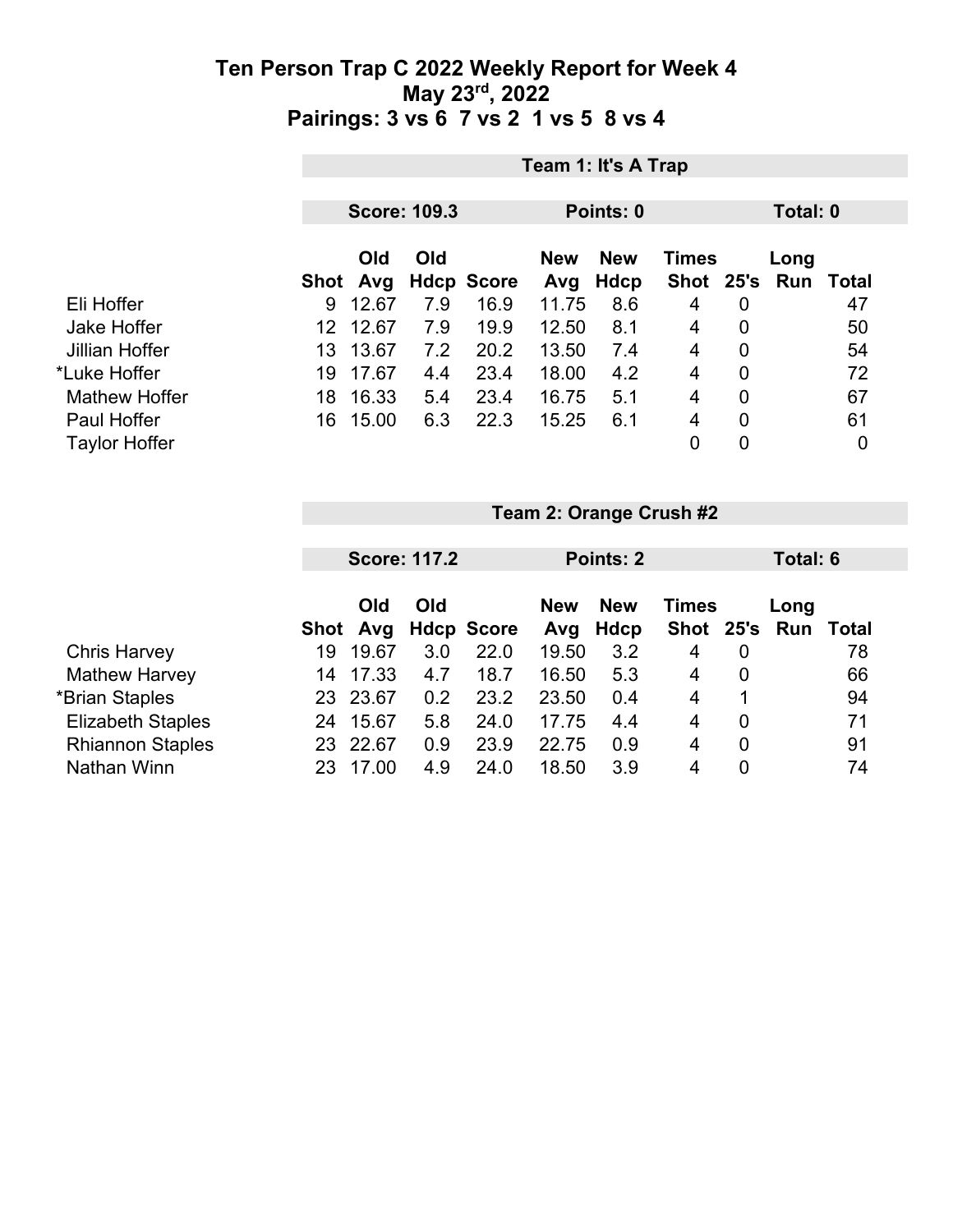# Ten Person Trap C 2022 Weekly Report for Week 4
## May 23rd, 2022
## Pairings: 3 vs 6 7 vs 2 1 vs 5 8 vs 4

### Team 1: It's A Trap

**Score: 109.3** | **Points: 0** | **Total: 0**

| | Shot | Old Avg | Old Hdcp | Score | New Avg | New Hdcp | Times Shot | 25's | Long Run | Total |
|---|---|---|---|---|---|---|---|---|---|---|
| Eli Hoffer | 9 | 12.67 | 7.9 | 16.9 | 11.75 | 8.6 | 4 | 0 | | 47 |
| Jake Hoffer | 12 | 12.67 | 7.9 | 19.9 | 12.50 | 8.1 | 4 | 0 | | 50 |
| Jillian Hoffer | 13 | 13.67 | 7.2 | 20.2 | 13.50 | 7.4 | 4 | 0 | | 54 |
| *Luke Hoffer | 19 | 17.67 | 4.4 | 23.4 | 18.00 | 4.2 | 4 | 0 | | 72 |
| Mathew Hoffer | 18 | 16.33 | 5.4 | 23.4 | 16.75 | 5.1 | 4 | 0 | | 67 |
| Paul Hoffer | 16 | 15.00 | 6.3 | 22.3 | 15.25 | 6.1 | 4 | 0 | | 61 |
| Taylor Hoffer | | | | | | | 0 | 0 | | 0 |

### Team 2: Orange Crush #2

**Score: 117.2** | **Points: 2** | **Total: 6**

| | Shot | Old Avg | Old Hdcp | Score | New Avg | New Hdcp | Times Shot | 25's | Long Run | Total |
|---|---|---|---|---|---|---|---|---|---|---|
| Chris Harvey | 19 | 19.67 | 3.0 | 22.0 | 19.50 | 3.2 | 4 | 0 | | 78 |
| Mathew Harvey | 14 | 17.33 | 4.7 | 18.7 | 16.50 | 5.3 | 4 | 0 | | 66 |
| *Brian Staples | 23 | 23.67 | 0.2 | 23.2 | 23.50 | 0.4 | 4 | 1 | | 94 |
| Elizabeth Staples | 24 | 15.67 | 5.8 | 24.0 | 17.75 | 4.4 | 4 | 0 | | 71 |
| Rhiannon Staples | 23 | 22.67 | 0.9 | 23.9 | 22.75 | 0.9 | 4 | 0 | | 91 |
| Nathan Winn | 23 | 17.00 | 4.9 | 24.0 | 18.50 | 3.9 | 4 | 0 | | 74 |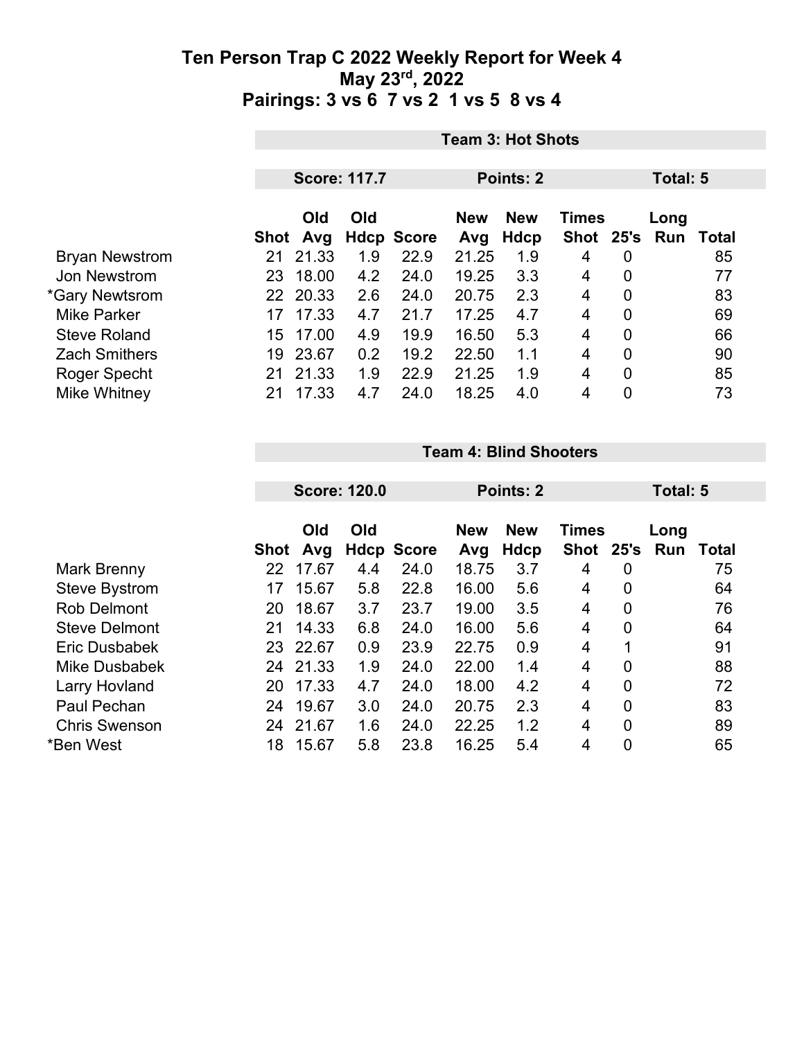# Ten Person Trap C 2022 Weekly Report for Week 4
## May 23rd, 2022
## Pairings: 3 vs 6 7 vs 2 1 vs 5 8 vs 4

| | Team 3: Hot Shots | | | | | | | | | |
|---|---|---|---|---|---|---|---|---|---|---|
| | Score: 117.7 | | | | Points: 2 | | | Total: 5 | | |
| | Shot | Old Avg | Old Hdcp | Score | New Avg | New Hdcp | Times Shot | 25's | Long Run | Total |
| Bryan Newstrom | 21 | 21.33 | 1.9 | 22.9 | 21.25 | 1.9 | 4 | 0 | | 85 |
| Jon Newstrom | 23 | 18.00 | 4.2 | 24.0 | 19.25 | 3.3 | 4 | 0 | | 77 |
| *Gary Newtsrom | 22 | 20.33 | 2.6 | 24.0 | 20.75 | 2.3 | 4 | 0 | | 83 |
| Mike Parker | 17 | 17.33 | 4.7 | 21.7 | 17.25 | 4.7 | 4 | 0 | | 69 |
| Steve Roland | 15 | 17.00 | 4.9 | 19.9 | 16.50 | 5.3 | 4 | 0 | | 66 |
| Zach Smithers | 19 | 23.67 | 0.2 | 19.2 | 22.50 | 1.1 | 4 | 0 | | 90 |
| Roger Specht | 21 | 21.33 | 1.9 | 22.9 | 21.25 | 1.9 | 4 | 0 | | 85 |
| Mike Whitney | 21 | 17.33 | 4.7 | 24.0 | 18.25 | 4.0 | 4 | 0 | | 73 |

| | Team 4: Blind Shooters | | | | | | | | | |
|---|---|---|---|---|---|---|---|---|---|---|
| | Score: 120.0 | | | | Points: 2 | | | Total: 5 | | |
| | Shot | Old Avg | Old Hdcp | Score | New Avg | New Hdcp | Times Shot | 25's | Long Run | Total |
| Mark Brenny | 22 | 17.67 | 4.4 | 24.0 | 18.75 | 3.7 | 4 | 0 | | 75 |
| Steve Bystrom | 17 | 15.67 | 5.8 | 22.8 | 16.00 | 5.6 | 4 | 0 | | 64 |
| Rob Delmont | 20 | 18.67 | 3.7 | 23.7 | 19.00 | 3.5 | 4 | 0 | | 76 |
| Steve Delmont | 21 | 14.33 | 6.8 | 24.0 | 16.00 | 5.6 | 4 | 0 | | 64 |
| Eric Dusbabek | 23 | 22.67 | 0.9 | 23.9 | 22.75 | 0.9 | 4 | 1 | | 91 |
| Mike Dusbabek | 24 | 21.33 | 1.9 | 24.0 | 22.00 | 1.4 | 4 | 0 | | 88 |
| Larry Hovland | 20 | 17.33 | 4.7 | 24.0 | 18.00 | 4.2 | 4 | 0 | | 72 |
| Paul Pechan | 24 | 19.67 | 3.0 | 24.0 | 20.75 | 2.3 | 4 | 0 | | 83 |
| Chris Swenson | 24 | 21.67 | 1.6 | 24.0 | 22.25 | 1.2 | 4 | 0 | | 89 |
| *Ben West | 18 | 15.67 | 5.8 | 23.8 | 16.25 | 5.4 | 4 | 0 | | 65 |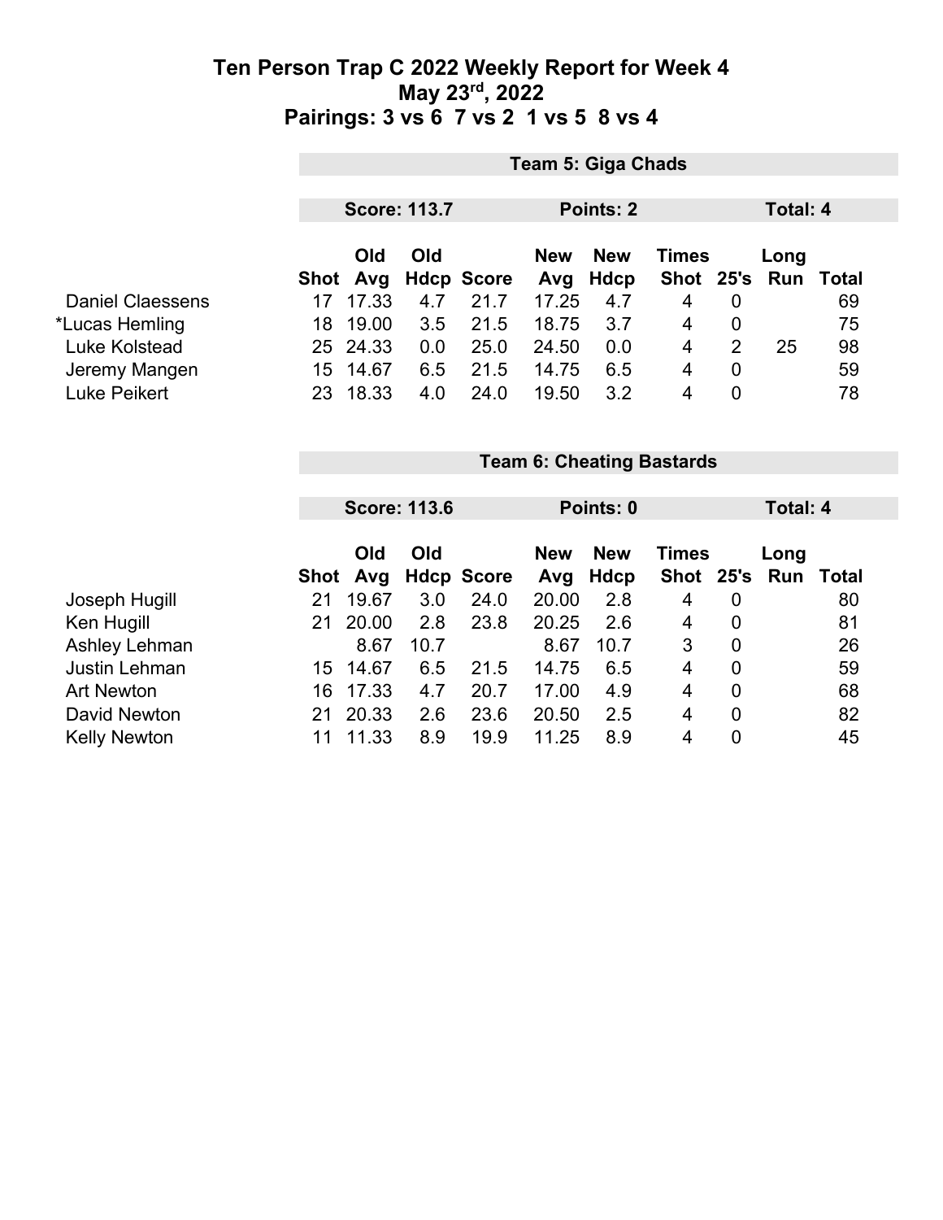# Ten Person Trap C 2022 Weekly Report for Week 4
## May 23rd, 2022
## Pairings: 3 vs 6  7 vs 2  1 vs 5  8 vs 4

### Team 5: Giga Chads

**Score: 113.7** | **Points: 2** | **Total: 4**

| | Shot | Old Avg | Old Hdcp | Score | New Avg | New Hdcp | Times Shot | 25's | Long Run | Total |
|---|---|---|---|---|---|---|---|---|---|---|
| Daniel Claessens | 17 | 17.33 | 4.7 | 21.7 | 17.25 | 4.7 | 4 | 0 | | 69 |
| *Lucas Hemling | 18 | 19.00 | 3.5 | 21.5 | 18.75 | 3.7 | 4 | 0 | | 75 |
| Luke Kolstead | 25 | 24.33 | 0.0 | 25.0 | 24.50 | 0.0 | 4 | 2 | 25 | 98 |
| Jeremy Mangen | 15 | 14.67 | 6.5 | 21.5 | 14.75 | 6.5 | 4 | 0 | | 59 |
| Luke Peikert | 23 | 18.33 | 4.0 | 24.0 | 19.50 | 3.2 | 4 | 0 | | 78 |

### Team 6: Cheating Bastards

**Score: 113.6** | **Points: 0** | **Total: 4**

| | Shot | Old Avg | Old Hdcp | Score | New Avg | New Hdcp | Times Shot | 25's | Long Run | Total |
|---|---|---|---|---|---|---|---|---|---|---|
| Joseph Hugill | 21 | 19.67 | 3.0 | 24.0 | 20.00 | 2.8 | 4 | 0 | | 80 |
| Ken Hugill | 21 | 20.00 | 2.8 | 23.8 | 20.25 | 2.6 | 4 | 0 | | 81 |
| Ashley Lehman | | 8.67 | 10.7 | | 8.67 | 10.7 | 3 | 0 | | 26 |
| Justin Lehman | 15 | 14.67 | 6.5 | 21.5 | 14.75 | 6.5 | 4 | 0 | | 59 |
| Art Newton | 16 | 17.33 | 4.7 | 20.7 | 17.00 | 4.9 | 4 | 0 | | 68 |
| David Newton | 21 | 20.33 | 2.6 | 23.6 | 20.50 | 2.5 | 4 | 0 | | 82 |
| Kelly Newton | 11 | 11.33 | 8.9 | 19.9 | 11.25 | 8.9 | 4 | 0 | | 45 |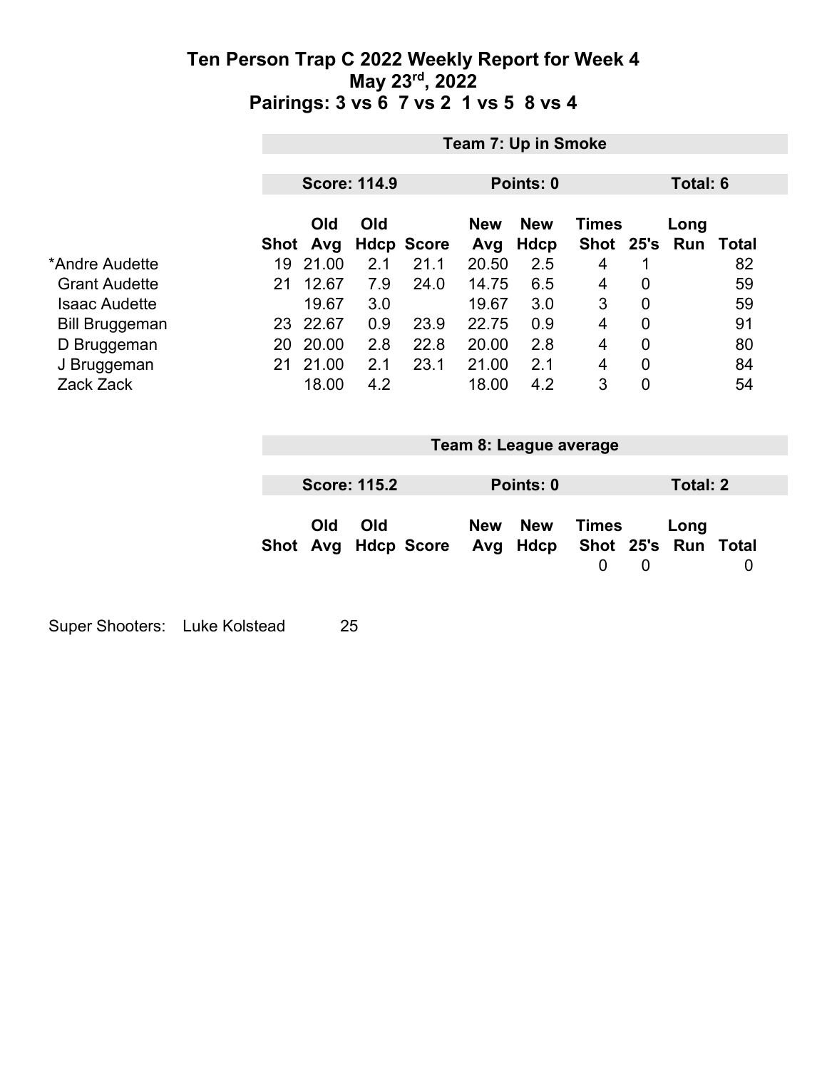# Ten Person Trap C 2022 Weekly Report for Week 4
## May 23rd, 2022
## Pairings: 3 vs 6 7 vs 2 1 vs 5 8 vs 4

**Team 7: Up in Smoke**

**Score: 114.9** | **Points: 0** | **Total: 6**

| | Shot | Old Avg | Old Hdcp | Score | New Avg | New Hdcp | Times Shot | 25's | Long Run | Total |
|---|---|---|---|---|---|---|---|---|---|---|
| *Andre Audette | 19 | 21.00 | 2.1 | 21.1 | 20.50 | 2.5 | 4 | 1 | | 82 |
| Grant Audette | 21 | 12.67 | 7.9 | 24.0 | 14.75 | 6.5 | 4 | 0 | | 59 |
| Isaac Audette | | 19.67 | 3.0 | | 19.67 | 3.0 | 3 | 0 | | 59 |
| Bill Bruggeman | 23 | 22.67 | 0.9 | 23.9 | 22.75 | 0.9 | 4 | 0 | | 91 |
| D Bruggeman | 20 | 20.00 | 2.8 | 22.8 | 20.00 | 2.8 | 4 | 0 | | 80 |
| J Bruggeman | 21 | 21.00 | 2.1 | 23.1 | 21.00 | 2.1 | 4 | 0 | | 84 |
| Zack Zack | | 18.00 | 4.2 | | 18.00 | 4.2 | 3 | 0 | | 54 |

**Team 8: League average**

**Score: 115.2** | **Points: 0** | **Total: 2**

| | Shot | Old Avg | Old Hdcp | Score | New Avg | New Hdcp | Times Shot | 25's | Long Run | Total |
|---|---|---|---|---|---|---|---|---|---|---|
| | | | | | | | 0 | 0 | | 0 |

Super Shooters: Luke Kolstead 25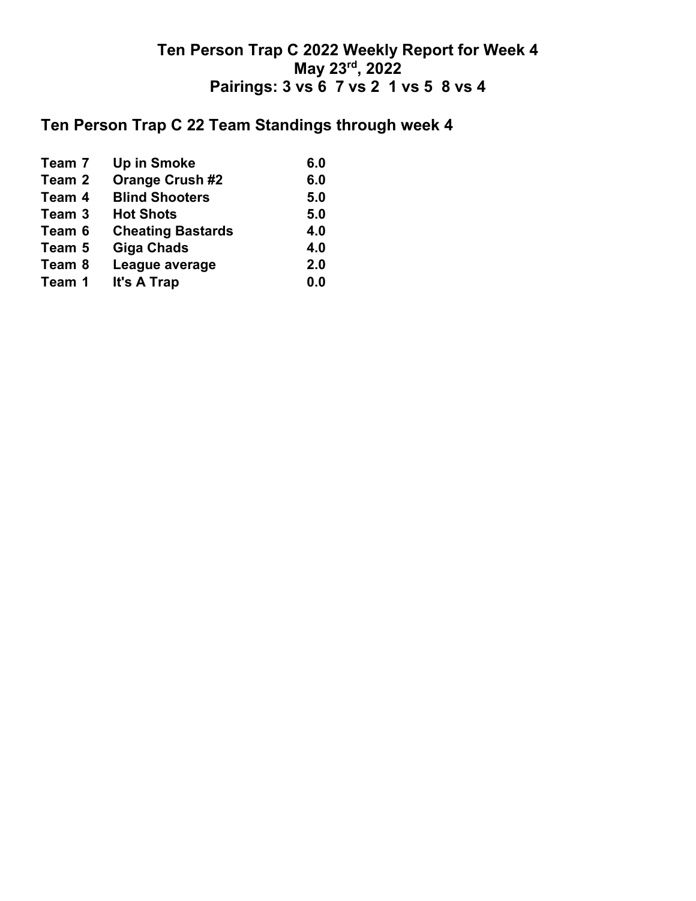# Ten Person Trap C 2022 Weekly Report for Week 4

## May 23rd, 2022

## Pairings: 3 vs 6 7 vs 2 1 vs 5 8 vs 4

## Ten Person Trap C 22 Team Standings through week 4

| | | |
|---|---|---|
| **Team 7** | **Up in Smoke** | **6.0** |
| **Team 2** | **Orange Crush #2** | **6.0** |
| **Team 4** | **Blind Shooters** | **5.0** |
| **Team 3** | **Hot Shots** | **5.0** |
| **Team 6** | **Cheating Bastards** | **4.0** |
| **Team 5** | **Giga Chads** | **4.0** |
| **Team 8** | **League average** | **2.0** |
| **Team 1** | **It's A Trap** | **0.0** |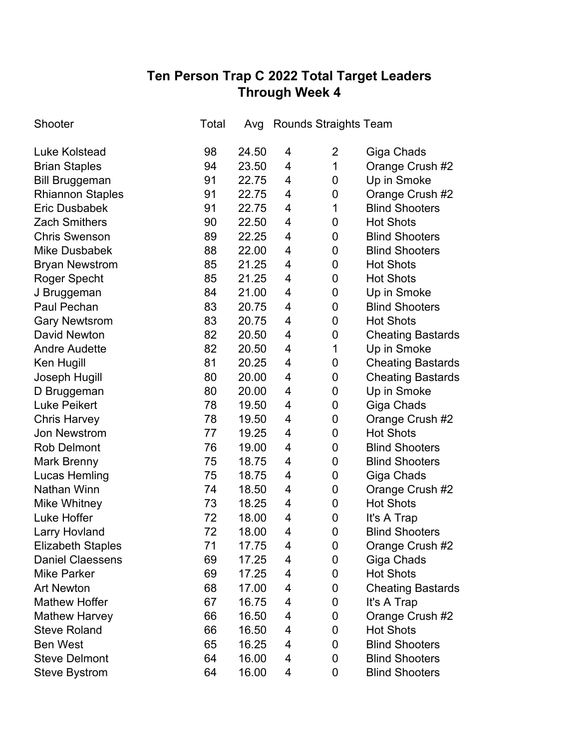# Ten Person Trap C 2022 Total Target Leaders
## Through Week 4

| Shooter | Total | Avg | Rounds | Straights | Team |
|---|---|---|---|---|---|
| Luke Kolstead | 98 | 24.50 | 4 | 2 | Giga Chads |
| Brian Staples | 94 | 23.50 | 4 | 1 | Orange Crush #2 |
| Bill Bruggeman | 91 | 22.75 | 4 | 0 | Up in Smoke |
| Rhiannon Staples | 91 | 22.75 | 4 | 0 | Orange Crush #2 |
| Eric Dusbabek | 91 | 22.75 | 4 | 1 | Blind Shooters |
| Zach Smithers | 90 | 22.50 | 4 | 0 | Hot Shots |
| Chris Swenson | 89 | 22.25 | 4 | 0 | Blind Shooters |
| Mike Dusbabek | 88 | 22.00 | 4 | 0 | Blind Shooters |
| Bryan Newstrom | 85 | 21.25 | 4 | 0 | Hot Shots |
| Roger Specht | 85 | 21.25 | 4 | 0 | Hot Shots |
| J Bruggeman | 84 | 21.00 | 4 | 0 | Up in Smoke |
| Paul Pechan | 83 | 20.75 | 4 | 0 | Blind Shooters |
| Gary Newtsrom | 83 | 20.75 | 4 | 0 | Hot Shots |
| David Newton | 82 | 20.50 | 4 | 0 | Cheating Bastards |
| Andre Audette | 82 | 20.50 | 4 | 1 | Up in Smoke |
| Ken Hugill | 81 | 20.25 | 4 | 0 | Cheating Bastards |
| Joseph Hugill | 80 | 20.00 | 4 | 0 | Cheating Bastards |
| D Bruggeman | 80 | 20.00 | 4 | 0 | Up in Smoke |
| Luke Peikert | 78 | 19.50 | 4 | 0 | Giga Chads |
| Chris Harvey | 78 | 19.50 | 4 | 0 | Orange Crush #2 |
| Jon Newstrom | 77 | 19.25 | 4 | 0 | Hot Shots |
| Rob Delmont | 76 | 19.00 | 4 | 0 | Blind Shooters |
| Mark Brenny | 75 | 18.75 | 4 | 0 | Blind Shooters |
| Lucas Hemling | 75 | 18.75 | 4 | 0 | Giga Chads |
| Nathan Winn | 74 | 18.50 | 4 | 0 | Orange Crush #2 |
| Mike Whitney | 73 | 18.25 | 4 | 0 | Hot Shots |
| Luke Hoffer | 72 | 18.00 | 4 | 0 | It's A Trap |
| Larry Hovland | 72 | 18.00 | 4 | 0 | Blind Shooters |
| Elizabeth Staples | 71 | 17.75 | 4 | 0 | Orange Crush #2 |
| Daniel Claessens | 69 | 17.25 | 4 | 0 | Giga Chads |
| Mike Parker | 69 | 17.25 | 4 | 0 | Hot Shots |
| Art Newton | 68 | 17.00 | 4 | 0 | Cheating Bastards |
| Mathew Hoffer | 67 | 16.75 | 4 | 0 | It's A Trap |
| Mathew Harvey | 66 | 16.50 | 4 | 0 | Orange Crush #2 |
| Steve Roland | 66 | 16.50 | 4 | 0 | Hot Shots |
| Ben West | 65 | 16.25 | 4 | 0 | Blind Shooters |
| Steve Delmont | 64 | 16.00 | 4 | 0 | Blind Shooters |
| Steve Bystrom | 64 | 16.00 | 4 | 0 | Blind Shooters |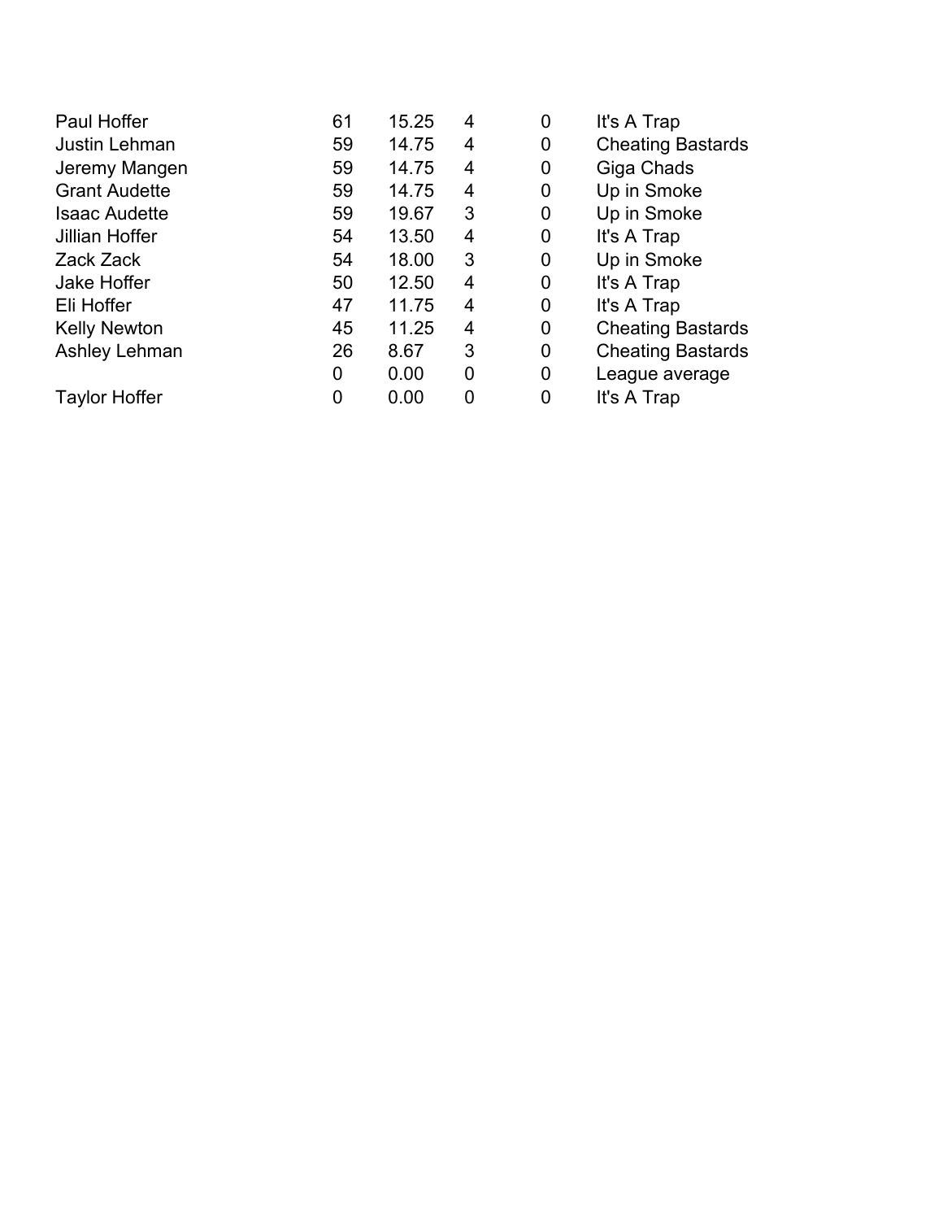| | | | | | |
|---|---|---|---|---|---|
| Paul Hoffer | 61 | 15.25 | 4 | 0 | It's A Trap |
| Justin Lehman | 59 | 14.75 | 4 | 0 | Cheating Bastards |
| Jeremy Mangen | 59 | 14.75 | 4 | 0 | Giga Chads |
| Grant Audette | 59 | 14.75 | 4 | 0 | Up in Smoke |
| Isaac Audette | 59 | 19.67 | 3 | 0 | Up in Smoke |
| Jillian Hoffer | 54 | 13.50 | 4 | 0 | It's A Trap |
| Zack Zack | 54 | 18.00 | 3 | 0 | Up in Smoke |
| Jake Hoffer | 50 | 12.50 | 4 | 0 | It's A Trap |
| Eli Hoffer | 47 | 11.75 | 4 | 0 | It's A Trap |
| Kelly Newton | 45 | 11.25 | 4 | 0 | Cheating Bastards |
| Ashley Lehman | 26 | 8.67 | 3 | 0 | Cheating Bastards |
| | 0 | 0.00 | 0 | 0 | League average |
| Taylor Hoffer | 0 | 0.00 | 0 | 0 | It's A Trap |